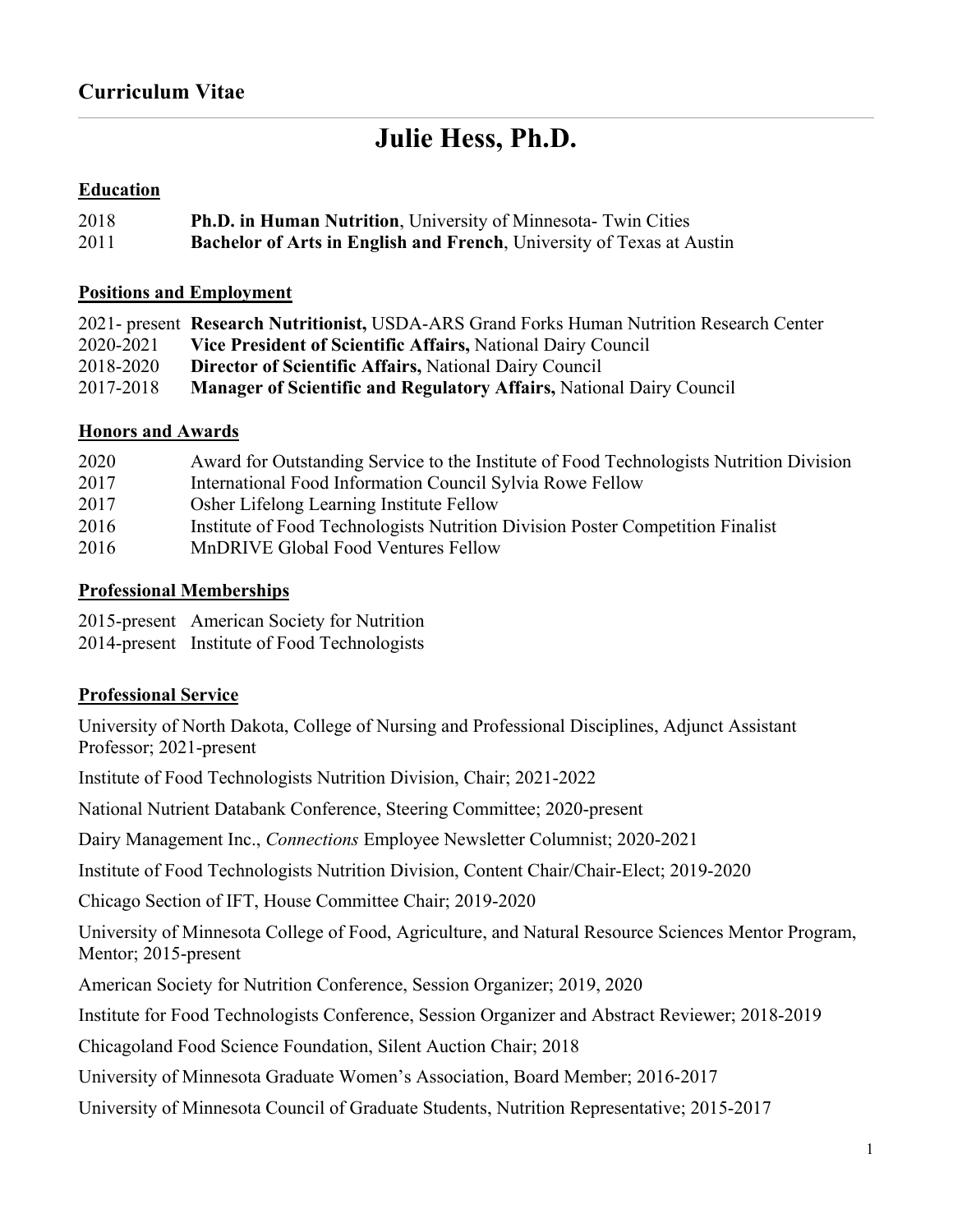## Curriculum Vitae

# Julie Hess, Ph.D.

### Education

2018 **Ph.D. in Human Nutrition**, University of Minnesota- Twin Cities
2011 **Bachelor of Arts in English and French**, University of Texas at Austin

### Positions and Employment

2021- present **Research Nutritionist,** USDA-ARS Grand Forks Human Nutrition Research Center
2020-2021 **Vice President of Scientific Affairs,** National Dairy Council
2018-2020 **Director of Scientific Affairs,** National Dairy Council
2017-2018 **Manager of Scientific and Regulatory Affairs,** National Dairy Council

### Honors and Awards

2020 Award for Outstanding Service to the Institute of Food Technologists Nutrition Division
2017 International Food Information Council Sylvia Rowe Fellow
2017 Osher Lifelong Learning Institute Fellow
2016 Institute of Food Technologists Nutrition Division Poster Competition Finalist
2016 MnDRIVE Global Food Ventures Fellow

### Professional Memberships

2015-present American Society for Nutrition
2014-present Institute of Food Technologists

### Professional Service

University of North Dakota, College of Nursing and Professional Disciplines, Adjunct Assistant Professor; 2021-present

Institute of Food Technologists Nutrition Division, Chair; 2021-2022

National Nutrient Databank Conference, Steering Committee; 2020-present

Dairy Management Inc., *Connections* Employee Newsletter Columnist; 2020-2021

Institute of Food Technologists Nutrition Division, Content Chair/Chair-Elect; 2019-2020

Chicago Section of IFT, House Committee Chair; 2019-2020

University of Minnesota College of Food, Agriculture, and Natural Resource Sciences Mentor Program, Mentor; 2015-present

American Society for Nutrition Conference, Session Organizer; 2019, 2020

Institute for Food Technologists Conference, Session Organizer and Abstract Reviewer; 2018-2019

Chicagoland Food Science Foundation, Silent Auction Chair; 2018

University of Minnesota Graduate Women's Association, Board Member; 2016-2017

University of Minnesota Council of Graduate Students, Nutrition Representative; 2015-2017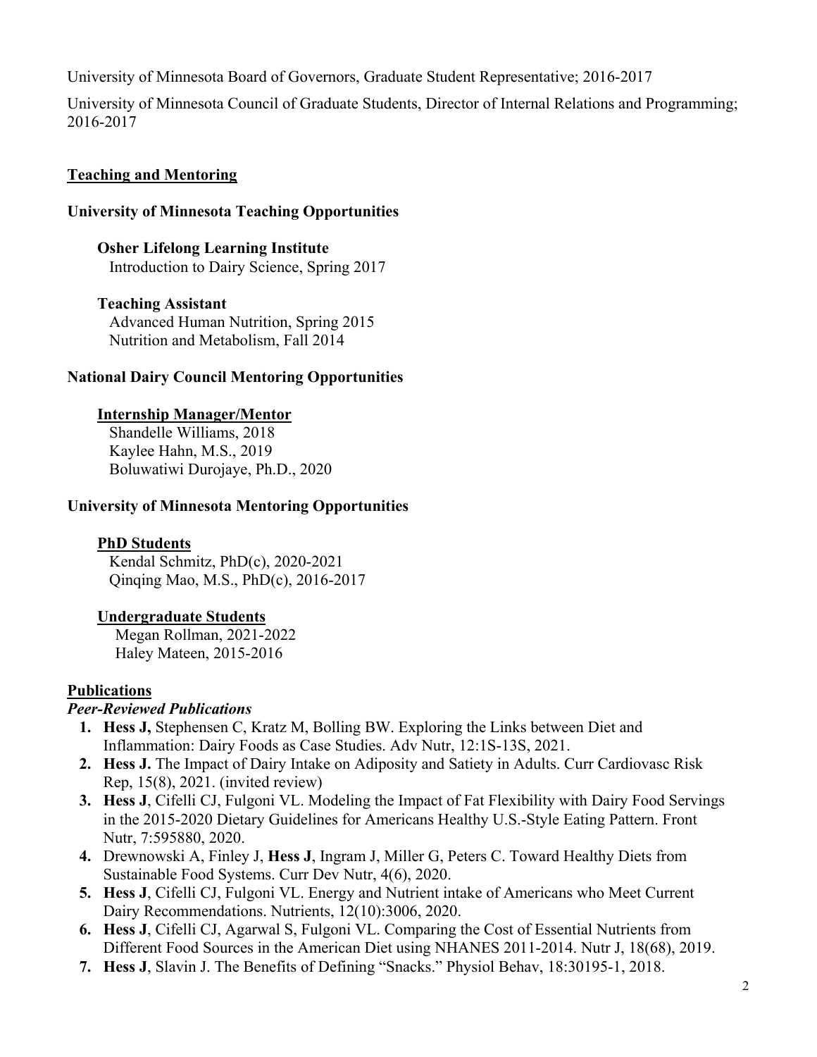University of Minnesota Board of Governors, Graduate Student Representative; 2016-2017

University of Minnesota Council of Graduate Students, Director of Internal Relations and Programming; 2016-2017

## Teaching and Mentoring

### University of Minnesota Teaching Opportunities

**Osher Lifelong Learning Institute**
Introduction to Dairy Science, Spring 2017

**Teaching Assistant**
Advanced Human Nutrition, Spring 2015
Nutrition and Metabolism, Fall 2014

### National Dairy Council Mentoring Opportunities

**Internship Manager/Mentor**
Shandelle Williams, 2018
Kaylee Hahn, M.S., 2019
Boluwatiwi Durojaye, Ph.D., 2020

### University of Minnesota Mentoring Opportunities

**PhD Students**
Kendal Schmitz, PhD(c), 2020-2021
Qinqing Mao, M.S., PhD(c), 2016-2017

**Undergraduate Students**
Megan Rollman, 2021-2022
Haley Mateen, 2015-2016

## Publications

***Peer-Reviewed Publications***

1. **Hess J,** Stephensen C, Kratz M, Bolling BW. Exploring the Links between Diet and Inflammation: Dairy Foods as Case Studies. Adv Nutr, 12:1S-13S, 2021.
2. **Hess J.** The Impact of Dairy Intake on Adiposity and Satiety in Adults. Curr Cardiovasc Risk Rep, 15(8), 2021. (invited review)
3. **Hess J**, Cifelli CJ, Fulgoni VL. Modeling the Impact of Fat Flexibility with Dairy Food Servings in the 2015-2020 Dietary Guidelines for Americans Healthy U.S.-Style Eating Pattern. Front Nutr, 7:595880, 2020.
4. Drewnowski A, Finley J, **Hess J**, Ingram J, Miller G, Peters C. Toward Healthy Diets from Sustainable Food Systems. Curr Dev Nutr, 4(6), 2020.
5. **Hess J**, Cifelli CJ, Fulgoni VL. Energy and Nutrient intake of Americans who Meet Current Dairy Recommendations. Nutrients, 12(10):3006, 2020.
6. **Hess J**, Cifelli CJ, Agarwal S, Fulgoni VL. Comparing the Cost of Essential Nutrients from Different Food Sources in the American Diet using NHANES 2011-2014. Nutr J, 18(68), 2019.
7. **Hess J**, Slavin J. The Benefits of Defining "Snacks." Physiol Behav, 18:30195-1, 2018.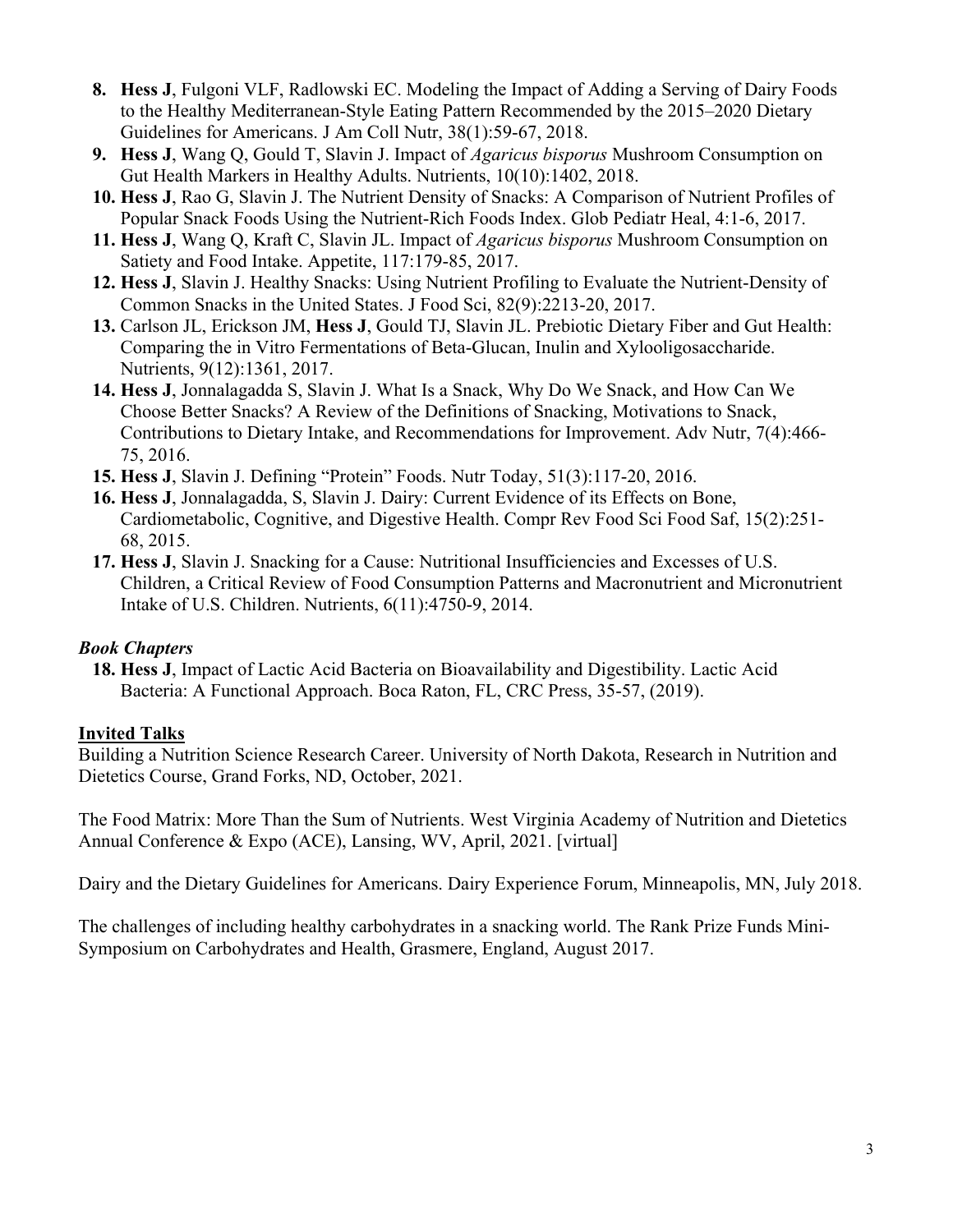8. **Hess J**, Fulgoni VLF, Radlowski EC. Modeling the Impact of Adding a Serving of Dairy Foods to the Healthy Mediterranean-Style Eating Pattern Recommended by the 2015–2020 Dietary Guidelines for Americans. J Am Coll Nutr, 38(1):59-67, 2018.
9. **Hess J**, Wang Q, Gould T, Slavin J. Impact of *Agaricus bisporus* Mushroom Consumption on Gut Health Markers in Healthy Adults. Nutrients, 10(10):1402, 2018.
10. **Hess J**, Rao G, Slavin J. The Nutrient Density of Snacks: A Comparison of Nutrient Profiles of Popular Snack Foods Using the Nutrient-Rich Foods Index. Glob Pediatr Heal, 4:1-6, 2017.
11. **Hess J**, Wang Q, Kraft C, Slavin JL. Impact of *Agaricus bisporus* Mushroom Consumption on Satiety and Food Intake. Appetite, 117:179-85, 2017.
12. **Hess J**, Slavin J. Healthy Snacks: Using Nutrient Profiling to Evaluate the Nutrient-Density of Common Snacks in the United States. J Food Sci, 82(9):2213-20, 2017.
13. Carlson JL, Erickson JM, **Hess J**, Gould TJ, Slavin JL. Prebiotic Dietary Fiber and Gut Health: Comparing the in Vitro Fermentations of Beta-Glucan, Inulin and Xylooligosaccharide. Nutrients, 9(12):1361, 2017.
14. **Hess J**, Jonnalagadda S, Slavin J. What Is a Snack, Why Do We Snack, and How Can We Choose Better Snacks? A Review of the Definitions of Snacking, Motivations to Snack, Contributions to Dietary Intake, and Recommendations for Improvement. Adv Nutr, 7(4):466-75, 2016.
15. **Hess J**, Slavin J. Defining "Protein" Foods. Nutr Today, 51(3):117-20, 2016.
16. **Hess J**, Jonnalagadda, S, Slavin J. Dairy: Current Evidence of its Effects on Bone, Cardiometabolic, Cognitive, and Digestive Health. Compr Rev Food Sci Food Saf, 15(2):251-68, 2015.
17. **Hess J**, Slavin J. Snacking for a Cause: Nutritional Insufficiencies and Excesses of U.S. Children, a Critical Review of Food Consumption Patterns and Macronutrient and Micronutrient Intake of U.S. Children. Nutrients, 6(11):4750-9, 2014.

### *Book Chapters*

18. **Hess J**, Impact of Lactic Acid Bacteria on Bioavailability and Digestibility. Lactic Acid Bacteria: A Functional Approach. Boca Raton, FL, CRC Press, 35-57, (2019).

## Invited Talks

Building a Nutrition Science Research Career. University of North Dakota, Research in Nutrition and Dietetics Course, Grand Forks, ND, October, 2021.

The Food Matrix: More Than the Sum of Nutrients. West Virginia Academy of Nutrition and Dietetics Annual Conference & Expo (ACE), Lansing, WV, April, 2021. [virtual]

Dairy and the Dietary Guidelines for Americans. Dairy Experience Forum, Minneapolis, MN, July 2018.

The challenges of including healthy carbohydrates in a snacking world. The Rank Prize Funds Mini-Symposium on Carbohydrates and Health, Grasmere, England, August 2017.